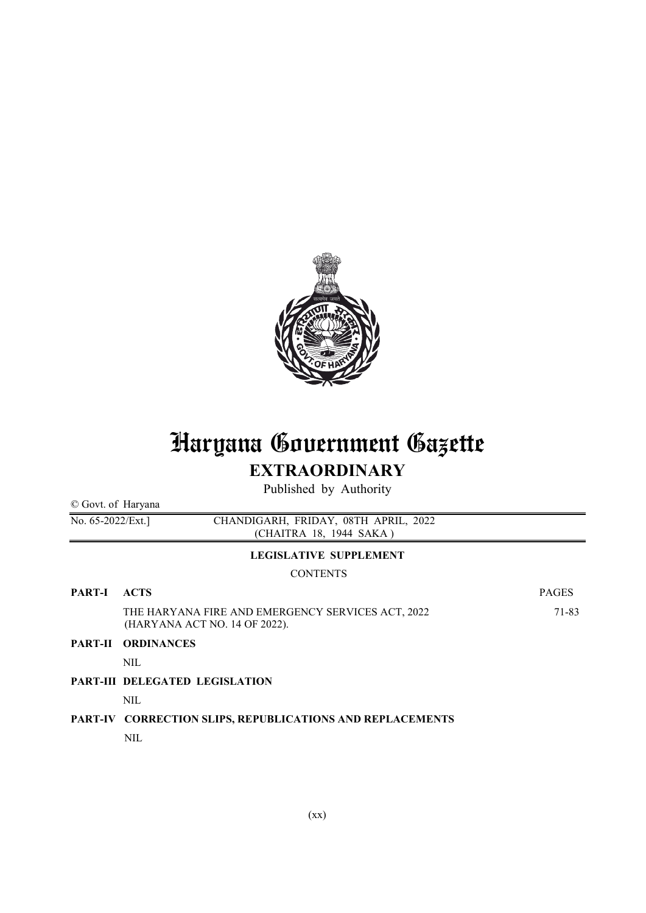# Haryana Government Gazette

## EXTRAORDINARY

Published by Authority

© Govt. of Haryana

No. 65-2022/Ext.] CHANDIGARH, FRIDAY, 08TH APRIL, 2022
(CHAITRA 18, 1944 SAKA )

**LEGISLATIVE SUPPLEMENT**

CONTENTS

| | | PAGES |
|---|---|---|
| **PART-I** | **ACTS** | |
| | THE HARYANA FIRE AND EMERGENCY SERVICES ACT, 2022 (HARYANA ACT NO. 14 OF 2022). | 71-83 |
| **PART-II** | **ORDINANCES** | |
| | NIL | |
| **PART-III** | **DELEGATED LEGISLATION** | |
| | NIL | |
| **PART-IV** | **CORRECTION SLIPS, REPUBLICATIONS AND REPLACEMENTS** | |
| | NIL | |

(xx)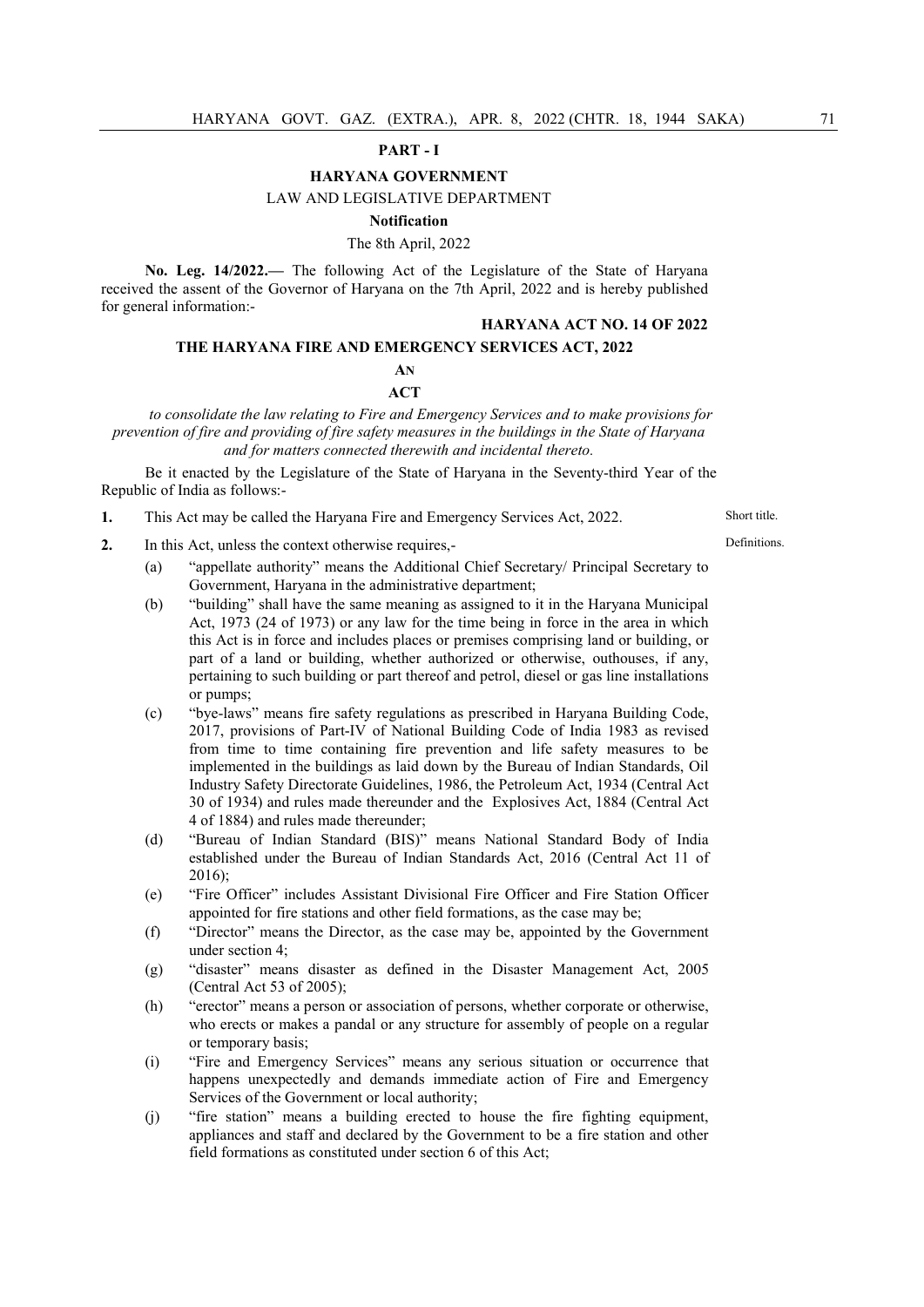## PART - I

### HARYANA GOVERNMENT

LAW AND LEGISLATIVE DEPARTMENT

**Notification**

The 8th April, 2022

**No. Leg. 14/2022.—** The following Act of the Legislature of the State of Haryana received the assent of the Governor of Haryana on the 7th April, 2022 and is hereby published for general information:-

**HARYANA ACT NO. 14 OF 2022**

### THE HARYANA FIRE AND EMERGENCY SERVICES ACT, 2022

**AN**

**ACT**

*to consolidate the law relating to Fire and Emergency Services and to make provisions for prevention of fire and providing of fire safety measures in the buildings in the State of Haryana and for matters connected therewith and incidental thereto.*

Be it enacted by the Legislature of the State of Haryana in the Seventy-third Year of the Republic of India as follows:-

**1.** This Act may be called the Haryana Fire and Emergency Services Act, 2022. *Short title.*

**2.** In this Act, unless the context otherwise requires,- *Definitions.*

(a) "appellate authority" means the Additional Chief Secretary/ Principal Secretary to Government, Haryana in the administrative department;

(b) "building" shall have the same meaning as assigned to it in the Haryana Municipal Act, 1973 (24 of 1973) or any law for the time being in force in the area in which this Act is in force and includes places or premises comprising land or building, or part of a land or building, whether authorized or otherwise, outhouses, if any, pertaining to such building or part thereof and petrol, diesel or gas line installations or pumps;

(c) "bye-laws" means fire safety regulations as prescribed in Haryana Building Code, 2017, provisions of Part-IV of National Building Code of India 1983 as revised from time to time containing fire prevention and life safety measures to be implemented in the buildings as laid down by the Bureau of Indian Standards, Oil Industry Safety Directorate Guidelines, 1986, the Petroleum Act, 1934 (Central Act 30 of 1934) and rules made thereunder and the Explosives Act, 1884 (Central Act 4 of 1884) and rules made thereunder;

(d) "Bureau of Indian Standard (BIS)" means National Standard Body of India established under the Bureau of Indian Standards Act, 2016 (Central Act 11 of 2016);

(e) "Fire Officer" includes Assistant Divisional Fire Officer and Fire Station Officer appointed for fire stations and other field formations, as the case may be;

(f) "Director" means the Director, as the case may be, appointed by the Government under section 4;

(g) "disaster" means disaster as defined in the Disaster Management Act, 2005 (Central Act 53 of 2005);

(h) "erector" means a person or association of persons, whether corporate or otherwise, who erects or makes a pandal or any structure for assembly of people on a regular or temporary basis;

(i) "Fire and Emergency Services" means any serious situation or occurrence that happens unexpectedly and demands immediate action of Fire and Emergency Services of the Government or local authority;

(j) "fire station" means a building erected to house the fire fighting equipment, appliances and staff and declared by the Government to be a fire station and other field formations as constituted under section 6 of this Act;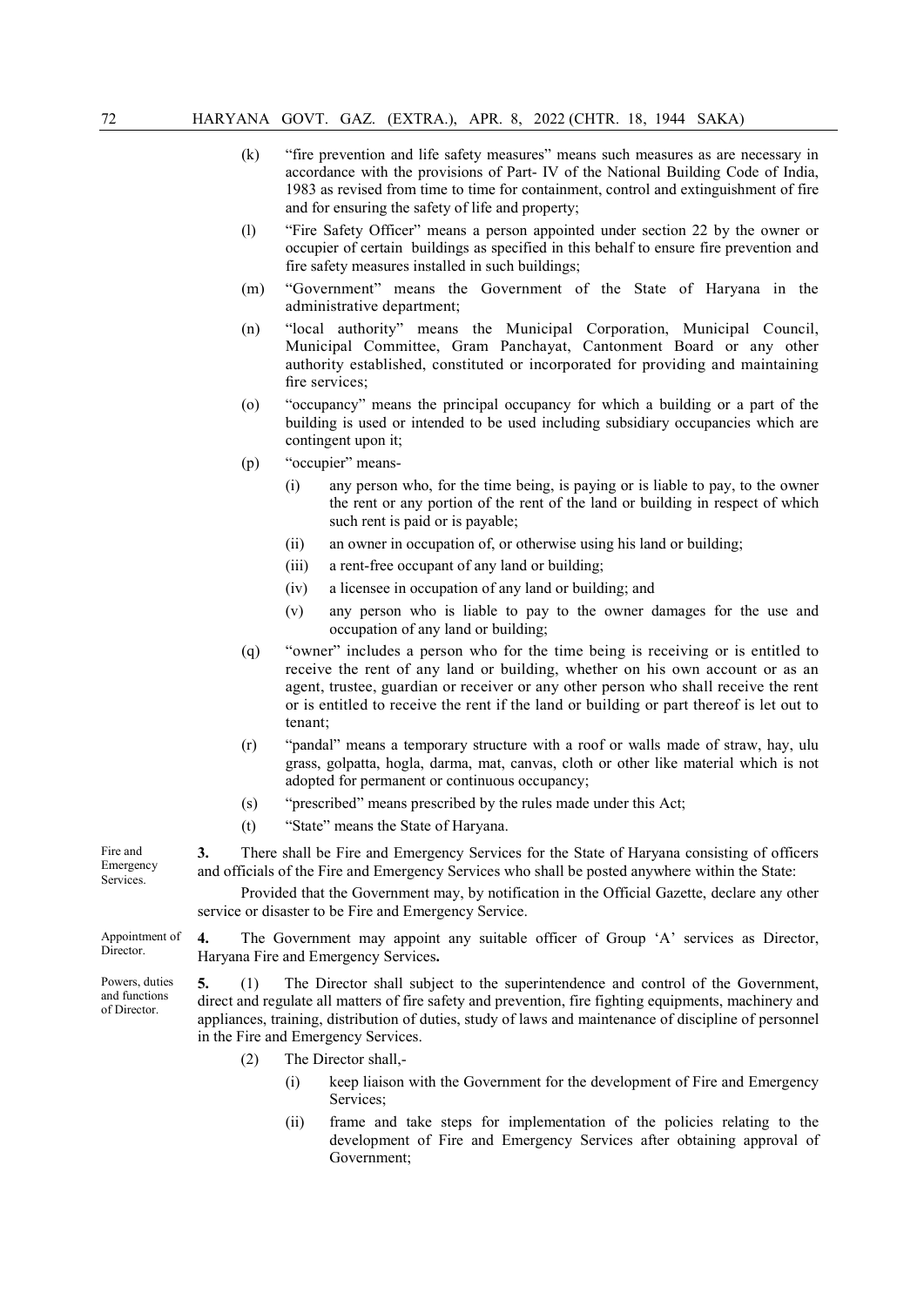(k) "fire prevention and life safety measures" means such measures as are necessary in accordance with the provisions of Part- IV of the National Building Code of India, 1983 as revised from time to time for containment, control and extinguishment of fire and for ensuring the safety of life and property;

(l) "Fire Safety Officer" means a person appointed under section 22 by the owner or occupier of certain buildings as specified in this behalf to ensure fire prevention and fire safety measures installed in such buildings;

(m) "Government" means the Government of the State of Haryana in the administrative department;

(n) "local authority" means the Municipal Corporation, Municipal Council, Municipal Committee, Gram Panchayat, Cantonment Board or any other authority established, constituted or incorporated for providing and maintaining fire services;

(o) "occupancy" means the principal occupancy for which a building or a part of the building is used or intended to be used including subsidiary occupancies which are contingent upon it;

(p) "occupier" means-

(i) any person who, for the time being, is paying or is liable to pay, to the owner the rent or any portion of the rent of the land or building in respect of which such rent is paid or is payable;

(ii) an owner in occupation of, or otherwise using his land or building;

(iii) a rent-free occupant of any land or building;

(iv) a licensee in occupation of any land or building; and

(v) any person who is liable to pay to the owner damages for the use and occupation of any land or building;

(q) "owner" includes a person who for the time being is receiving or is entitled to receive the rent of any land or building, whether on his own account or as an agent, trustee, guardian or receiver or any other person who shall receive the rent or is entitled to receive the rent if the land or building or part thereof is let out to tenant;

(r) "pandal" means a temporary structure with a roof or walls made of straw, hay, ulu grass, golpatta, hogla, darma, mat, canvas, cloth or other like material which is not adopted for permanent or continuous occupancy;

(s) "prescribed" means prescribed by the rules made under this Act;

(t) "State" means the State of Haryana.

*Fire and Emergency Services.*

**3.** There shall be Fire and Emergency Services for the State of Haryana consisting of officers and officials of the Fire and Emergency Services who shall be posted anywhere within the State:

Provided that the Government may, by notification in the Official Gazette, declare any other service or disaster to be Fire and Emergency Service.

*Appointment of Director.*

**4.** The Government may appoint any suitable officer of Group 'A' services as Director, Haryana Fire and Emergency Services**.**

*Powers, duties and functions of Director.*

**5.** (1) The Director shall subject to the superintendence and control of the Government, direct and regulate all matters of fire safety and prevention, fire fighting equipments, machinery and appliances, training, distribution of duties, study of laws and maintenance of discipline of personnel in the Fire and Emergency Services.

(2) The Director shall,-

(i) keep liaison with the Government for the development of Fire and Emergency Services;

(ii) frame and take steps for implementation of the policies relating to the development of Fire and Emergency Services after obtaining approval of Government;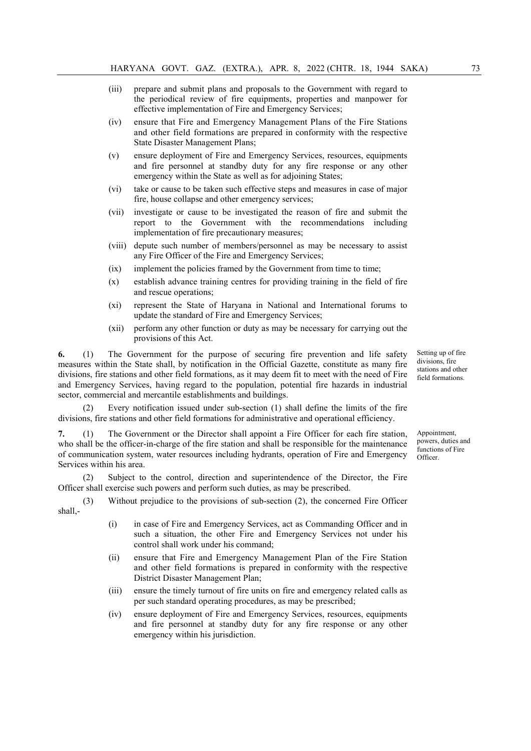(iii) prepare and submit plans and proposals to the Government with regard to the periodical review of fire equipments, properties and manpower for effective implementation of Fire and Emergency Services;

(iv) ensure that Fire and Emergency Management Plans of the Fire Stations and other field formations are prepared in conformity with the respective State Disaster Management Plans;

(v) ensure deployment of Fire and Emergency Services, resources, equipments and fire personnel at standby duty for any fire response or any other emergency within the State as well as for adjoining States;

(vi) take or cause to be taken such effective steps and measures in case of major fire, house collapse and other emergency services;

(vii) investigate or cause to be investigated the reason of fire and submit the report to the Government with the recommendations including implementation of fire precautionary measures;

(viii) depute such number of members/personnel as may be necessary to assist any Fire Officer of the Fire and Emergency Services;

(ix) implement the policies framed by the Government from time to time;

(x) establish advance training centres for providing training in the field of fire and rescue operations;

(xi) represent the State of Haryana in National and International forums to update the standard of Fire and Emergency Services;

(xii) perform any other function or duty as may be necessary for carrying out the provisions of this Act.

*Setting up of fire divisions, fire stations and other field formations.*

**6.** (1) The Government for the purpose of securing fire prevention and life safety measures within the State shall, by notification in the Official Gazette, constitute as many fire divisions, fire stations and other field formations, as it may deem fit to meet with the need of Fire and Emergency Services, having regard to the population, potential fire hazards in industrial sector, commercial and mercantile establishments and buildings.

(2) Every notification issued under sub-section (1) shall define the limits of the fire divisions, fire stations and other field formations for administrative and operational efficiency.

*Appointment, powers, duties and functions of Fire Officer.*

**7.** (1) The Government or the Director shall appoint a Fire Officer for each fire station, who shall be the officer-in-charge of the fire station and shall be responsible for the maintenance of communication system, water resources including hydrants, operation of Fire and Emergency Services within his area.

(2) Subject to the control, direction and superintendence of the Director, the Fire Officer shall exercise such powers and perform such duties, as may be prescribed.

(3) Without prejudice to the provisions of sub-section (2), the concerned Fire Officer shall,-

(i) in case of Fire and Emergency Services, act as Commanding Officer and in such a situation, the other Fire and Emergency Services not under his control shall work under his command;

(ii) ensure that Fire and Emergency Management Plan of the Fire Station and other field formations is prepared in conformity with the respective District Disaster Management Plan;

(iii) ensure the timely turnout of fire units on fire and emergency related calls as per such standard operating procedures, as may be prescribed;

(iv) ensure deployment of Fire and Emergency Services, resources, equipments and fire personnel at standby duty for any fire response or any other emergency within his jurisdiction.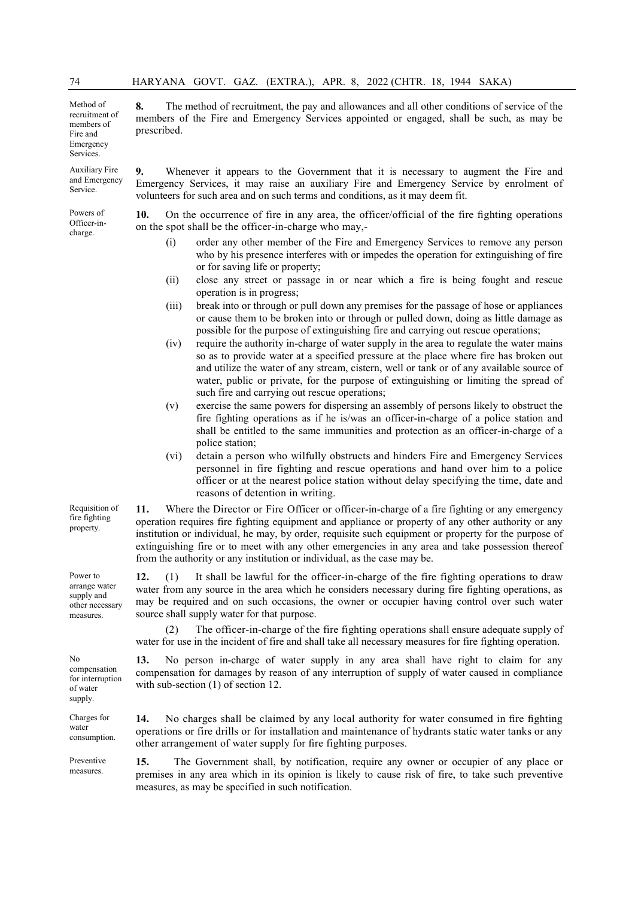**8. Method of recruitment of members of Fire and Emergency Services.** The method of recruitment, the pay and allowances and all other conditions of service of the members of the Fire and Emergency Services appointed or engaged, shall be such, as may be prescribed.

**9. Auxiliary Fire and Emergency Service.** Whenever it appears to the Government that it is necessary to augment the Fire and Emergency Services, it may raise an auxiliary Fire and Emergency Service by enrolment of volunteers for such area and on such terms and conditions, as it may deem fit.

**10. Powers of Officer-in-charge.** On the occurrence of fire in any area, the officer/official of the fire fighting operations on the spot shall be the officer-in-charge who may,-

(i) order any other member of the Fire and Emergency Services to remove any person who by his presence interferes with or impedes the operation for extinguishing of fire or for saving life or property;

(ii) close any street or passage in or near which a fire is being fought and rescue operation is in progress;

(iii) break into or through or pull down any premises for the passage of hose or appliances or cause them to be broken into or through or pulled down, doing as little damage as possible for the purpose of extinguishing fire and carrying out rescue operations;

(iv) require the authority in-charge of water supply in the area to regulate the water mains so as to provide water at a specified pressure at the place where fire has broken out and utilize the water of any stream, cistern, well or tank or of any available source of water, public or private, for the purpose of extinguishing or limiting the spread of such fire and carrying out rescue operations;

(v) exercise the same powers for dispersing an assembly of persons likely to obstruct the fire fighting operations as if he is/was an officer-in-charge of a police station and shall be entitled to the same immunities and protection as an officer-in-charge of a police station;

(vi) detain a person who wilfully obstructs and hinders Fire and Emergency Services personnel in fire fighting and rescue operations and hand over him to a police officer or at the nearest police station without delay specifying the time, date and reasons of detention in writing.

**11. Requisition of fire fighting property.** Where the Director or Fire Officer or officer-in-charge of a fire fighting or any emergency operation requires fire fighting equipment and appliance or property of any other authority or any institution or individual, he may, by order, requisite such equipment or property for the purpose of extinguishing fire or to meet with any other emergencies in any area and take possession thereof from the authority or any institution or individual, as the case may be.

**12. Power to arrange water supply and other necessary measures.** (1) It shall be lawful for the officer-in-charge of the fire fighting operations to draw water from any source in the area which he considers necessary during fire fighting operations, as may be required and on such occasions, the owner or occupier having control over such water source shall supply water for that purpose.

(2) The officer-in-charge of the fire fighting operations shall ensure adequate supply of water for use in the incident of fire and shall take all necessary measures for fire fighting operation.

**13. No compensation for interruption of water supply.** No person in-charge of water supply in any area shall have right to claim for any compensation for damages by reason of any interruption of supply of water caused in compliance with sub-section (1) of section 12.

**14. Charges for water consumption.** No charges shall be claimed by any local authority for water consumed in fire fighting operations or fire drills or for installation and maintenance of hydrants static water tanks or any other arrangement of water supply for fire fighting purposes.

**15. Preventive measures.** The Government shall, by notification, require any owner or occupier of any place or premises in any area which in its opinion is likely to cause risk of fire, to take such preventive measures, as may be specified in such notification.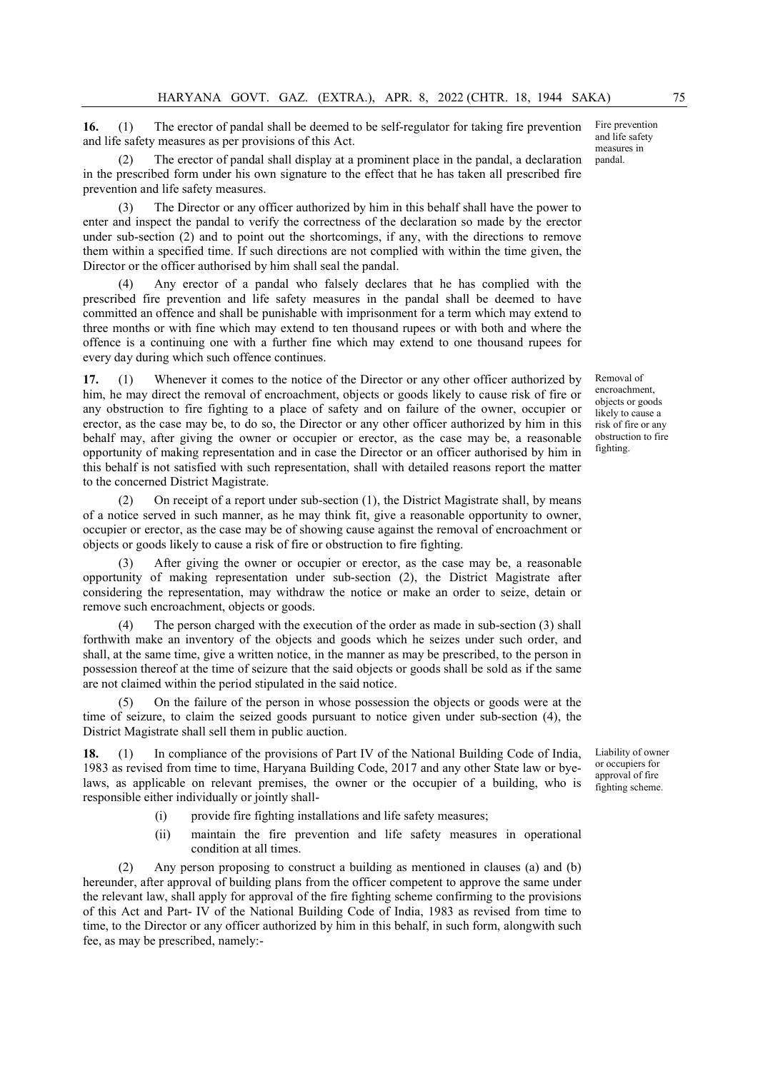**16.** (1) The erector of pandal shall be deemed to be self-regulator for taking fire prevention and life safety measures as per provisions of this Act.

*Fire prevention and life safety measures in pandal.*

(2) The erector of pandal shall display at a prominent place in the pandal, a declaration in the prescribed form under his own signature to the effect that he has taken all prescribed fire prevention and life safety measures.

(3) The Director or any officer authorized by him in this behalf shall have the power to enter and inspect the pandal to verify the correctness of the declaration so made by the erector under sub-section (2) and to point out the shortcomings, if any, with the directions to remove them within a specified time. If such directions are not complied with within the time given, the Director or the officer authorised by him shall seal the pandal.

(4) Any erector of a pandal who falsely declares that he has complied with the prescribed fire prevention and life safety measures in the pandal shall be deemed to have committed an offence and shall be punishable with imprisonment for a term which may extend to three months or with fine which may extend to ten thousand rupees or with both and where the offence is a continuing one with a further fine which may extend to one thousand rupees for every day during which such offence continues.

**17.** (1) Whenever it comes to the notice of the Director or any other officer authorized by him, he may direct the removal of encroachment, objects or goods likely to cause risk of fire or any obstruction to fire fighting to a place of safety and on failure of the owner, occupier or erector, as the case may be, to do so, the Director or any other officer authorized by him in this behalf may, after giving the owner or occupier or erector, as the case may be, a reasonable opportunity of making representation and in case the Director or an officer authorised by him in this behalf is not satisfied with such representation, shall with detailed reasons report the matter to the concerned District Magistrate.

*Removal of encroachment, objects or goods likely to cause a risk of fire or any obstruction to fire fighting.*

(2) On receipt of a report under sub-section (1), the District Magistrate shall, by means of a notice served in such manner, as he may think fit, give a reasonable opportunity to owner, occupier or erector, as the case may be of showing cause against the removal of encroachment or objects or goods likely to cause a risk of fire or obstruction to fire fighting.

(3) After giving the owner or occupier or erector, as the case may be, a reasonable opportunity of making representation under sub-section (2), the District Magistrate after considering the representation, may withdraw the notice or make an order to seize, detain or remove such encroachment, objects or goods.

(4) The person charged with the execution of the order as made in sub-section (3) shall forthwith make an inventory of the objects and goods which he seizes under such order, and shall, at the same time, give a written notice, in the manner as may be prescribed, to the person in possession thereof at the time of seizure that the said objects or goods shall be sold as if the same are not claimed within the period stipulated in the said notice.

(5) On the failure of the person in whose possession the objects or goods were at the time of seizure, to claim the seized goods pursuant to notice given under sub-section (4), the District Magistrate shall sell them in public auction.

**18.** (1) In compliance of the provisions of Part IV of the National Building Code of India, 1983 as revised from time to time, Haryana Building Code, 2017 and any other State law or bye-laws, as applicable on relevant premises, the owner or the occupier of a building, who is responsible either individually or jointly shall-

*Liability of owner or occupiers for approval of fire fighting scheme.*

(i) provide fire fighting installations and life safety measures;

(ii) maintain the fire prevention and life safety measures in operational condition at all times.

(2) Any person proposing to construct a building as mentioned in clauses (a) and (b) hereunder, after approval of building plans from the officer competent to approve the same under the relevant law, shall apply for approval of the fire fighting scheme confirming to the provisions of this Act and Part- IV of the National Building Code of India, 1983 as revised from time to time, to the Director or any officer authorized by him in this behalf, in such form, alongwith such fee, as may be prescribed, namely:-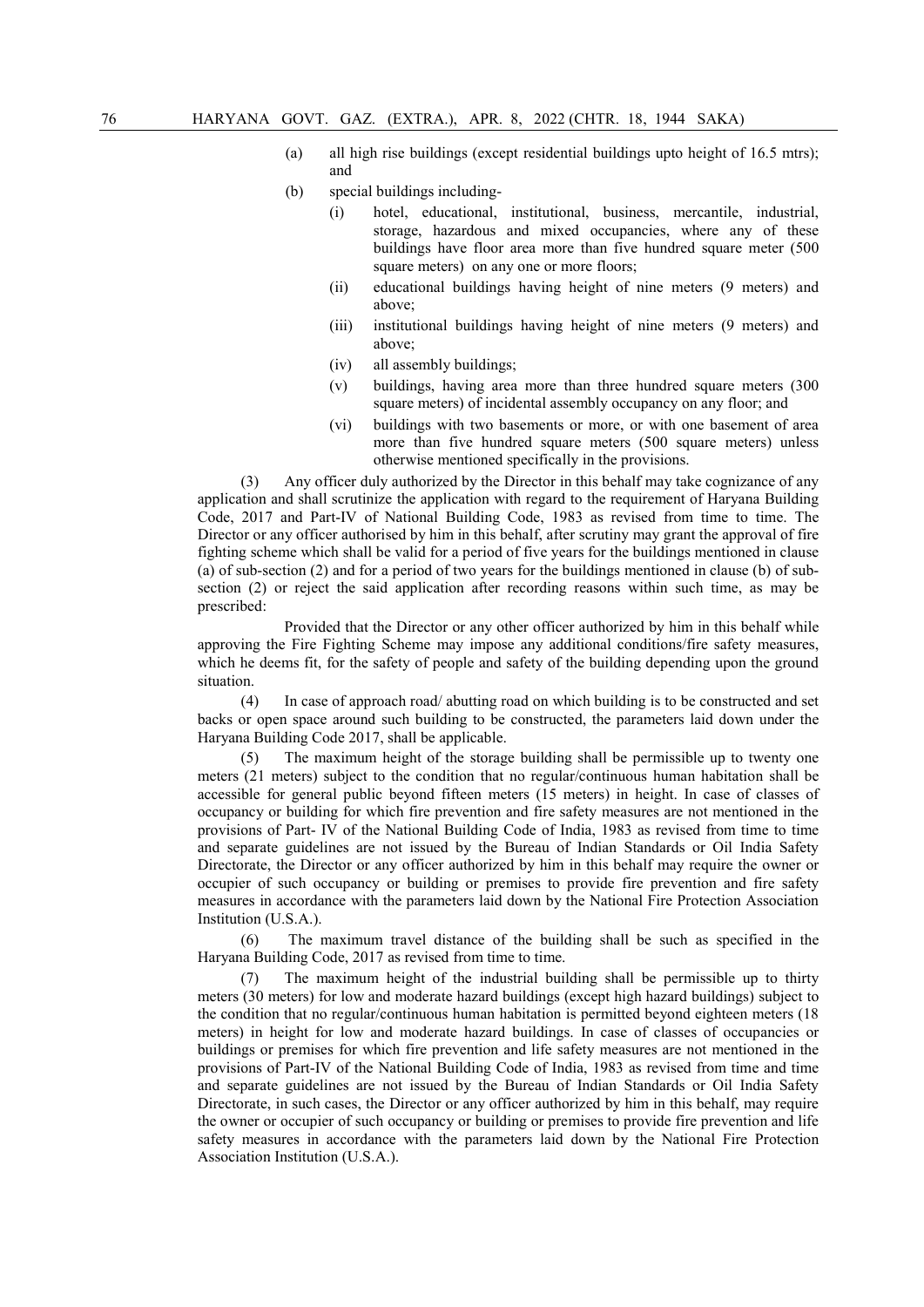(a) all high rise buildings (except residential buildings upto height of 16.5 mtrs); and

(b) special buildings including-

   (i) hotel, educational, institutional, business, mercantile, industrial, storage, hazardous and mixed occupancies, where any of these buildings have floor area more than five hundred square meter (500 square meters) on any one or more floors;

   (ii) educational buildings having height of nine meters (9 meters) and above;

   (iii) institutional buildings having height of nine meters (9 meters) and above;

   (iv) all assembly buildings;

   (v) buildings, having area more than three hundred square meters (300 square meters) of incidental assembly occupancy on any floor; and

   (vi) buildings with two basements or more, or with one basement of area more than five hundred square meters (500 square meters) unless otherwise mentioned specifically in the provisions.

(3) Any officer duly authorized by the Director in this behalf may take cognizance of any application and shall scrutinize the application with regard to the requirement of Haryana Building Code, 2017 and Part-IV of National Building Code, 1983 as revised from time to time. The Director or any officer authorised by him in this behalf, after scrutiny may grant the approval of fire fighting scheme which shall be valid for a period of five years for the buildings mentioned in clause (a) of sub-section (2) and for a period of two years for the buildings mentioned in clause (b) of sub-section (2) or reject the said application after recording reasons within such time, as may be prescribed:

Provided that the Director or any other officer authorized by him in this behalf while approving the Fire Fighting Scheme may impose any additional conditions/fire safety measures, which he deems fit, for the safety of people and safety of the building depending upon the ground situation.

(4) In case of approach road/ abutting road on which building is to be constructed and set backs or open space around such building to be constructed, the parameters laid down under the Haryana Building Code 2017, shall be applicable.

(5) The maximum height of the storage building shall be permissible up to twenty one meters (21 meters) subject to the condition that no regular/continuous human habitation shall be accessible for general public beyond fifteen meters (15 meters) in height. In case of classes of occupancy or building for which fire prevention and fire safety measures are not mentioned in the provisions of Part- IV of the National Building Code of India, 1983 as revised from time to time and separate guidelines are not issued by the Bureau of Indian Standards or Oil India Safety Directorate, the Director or any officer authorized by him in this behalf may require the owner or occupier of such occupancy or building or premises to provide fire prevention and fire safety measures in accordance with the parameters laid down by the National Fire Protection Association Institution (U.S.A.).

(6) The maximum travel distance of the building shall be such as specified in the Haryana Building Code, 2017 as revised from time to time.

(7) The maximum height of the industrial building shall be permissible up to thirty meters (30 meters) for low and moderate hazard buildings (except high hazard buildings) subject to the condition that no regular/continuous human habitation is permitted beyond eighteen meters (18 meters) in height for low and moderate hazard buildings. In case of classes of occupancies or buildings or premises for which fire prevention and life safety measures are not mentioned in the provisions of Part-IV of the National Building Code of India, 1983 as revised from time and time and separate guidelines are not issued by the Bureau of Indian Standards or Oil India Safety Directorate, in such cases, the Director or any officer authorized by him in this behalf, may require the owner or occupier of such occupancy or building or premises to provide fire prevention and life safety measures in accordance with the parameters laid down by the National Fire Protection Association Institution (U.S.A.).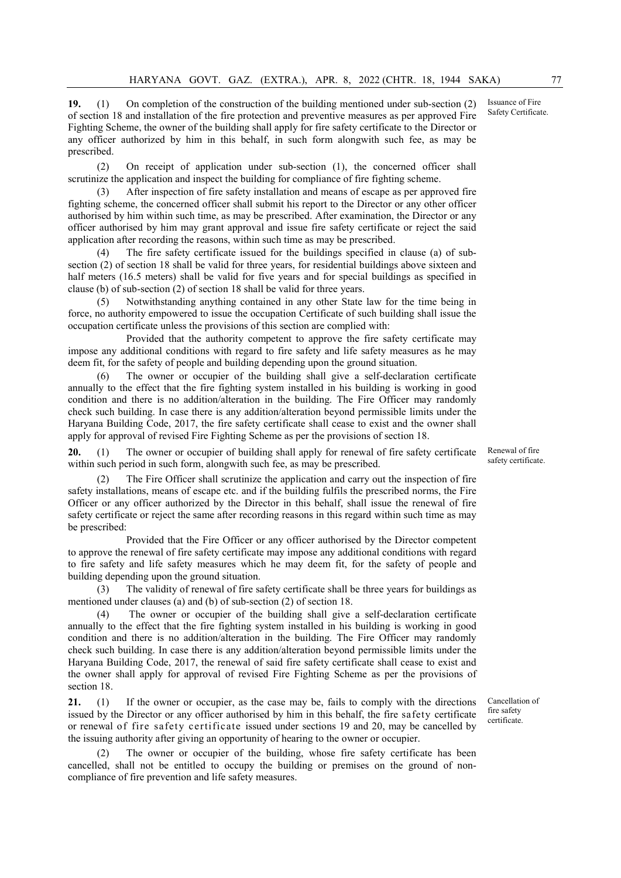**19.** (1) On completion of the construction of the building mentioned under sub-section (2) of section 18 and installation of the fire protection and preventive measures as per approved Fire Fighting Scheme, the owner of the building shall apply for fire safety certificate to the Director or any officer authorized by him in this behalf, in such form alongwith such fee, as may be prescribed.

*Issuance of Fire Safety Certificate.*

(2) On receipt of application under sub-section (1), the concerned officer shall scrutinize the application and inspect the building for compliance of fire fighting scheme.

(3) After inspection of fire safety installation and means of escape as per approved fire fighting scheme, the concerned officer shall submit his report to the Director or any other officer authorised by him within such time, as may be prescribed. After examination, the Director or any officer authorised by him may grant approval and issue fire safety certificate or reject the said application after recording the reasons, within such time as may be prescribed.

(4) The fire safety certificate issued for the buildings specified in clause (a) of sub-section (2) of section 18 shall be valid for three years, for residential buildings above sixteen and half meters (16.5 meters) shall be valid for five years and for special buildings as specified in clause (b) of sub-section (2) of section 18 shall be valid for three years.

(5) Notwithstanding anything contained in any other State law for the time being in force, no authority empowered to issue the occupation Certificate of such building shall issue the occupation certificate unless the provisions of this section are complied with:

Provided that the authority competent to approve the fire safety certificate may impose any additional conditions with regard to fire safety and life safety measures as he may deem fit, for the safety of people and building depending upon the ground situation.

(6) The owner or occupier of the building shall give a self-declaration certificate annually to the effect that the fire fighting system installed in his building is working in good condition and there is no addition/alteration in the building. The Fire Officer may randomly check such building. In case there is any addition/alteration beyond permissible limits under the Haryana Building Code, 2017, the fire safety certificate shall cease to exist and the owner shall apply for approval of revised Fire Fighting Scheme as per the provisions of section 18.

**20.** (1) The owner or occupier of building shall apply for renewal of fire safety certificate within such period in such form, alongwith such fee, as may be prescribed.

*Renewal of fire safety certificate.*

(2) The Fire Officer shall scrutinize the application and carry out the inspection of fire safety installations, means of escape etc. and if the building fulfils the prescribed norms, the Fire Officer or any officer authorized by the Director in this behalf, shall issue the renewal of fire safety certificate or reject the same after recording reasons in this regard within such time as may be prescribed:

Provided that the Fire Officer or any officer authorised by the Director competent to approve the renewal of fire safety certificate may impose any additional conditions with regard to fire safety and life safety measures which he may deem fit, for the safety of people and building depending upon the ground situation.

(3) The validity of renewal of fire safety certificate shall be three years for buildings as mentioned under clauses (a) and (b) of sub-section (2) of section 18.

(4) The owner or occupier of the building shall give a self-declaration certificate annually to the effect that the fire fighting system installed in his building is working in good condition and there is no addition/alteration in the building. The Fire Officer may randomly check such building. In case there is any addition/alteration beyond permissible limits under the Haryana Building Code, 2017, the renewal of said fire safety certificate shall cease to exist and the owner shall apply for approval of revised Fire Fighting Scheme as per the provisions of section 18.

**21.** (1) If the owner or occupier, as the case may be, fails to comply with the directions issued by the Director or any officer authorised by him in this behalf, the fire safety certificate or renewal of fire safety certificate issued under sections 19 and 20, may be cancelled by the issuing authority after giving an opportunity of hearing to the owner or occupier.

*Cancellation of fire safety certificate.*

(2) The owner or occupier of the building, whose fire safety certificate has been cancelled, shall not be entitled to occupy the building or premises on the ground of non-compliance of fire prevention and life safety measures.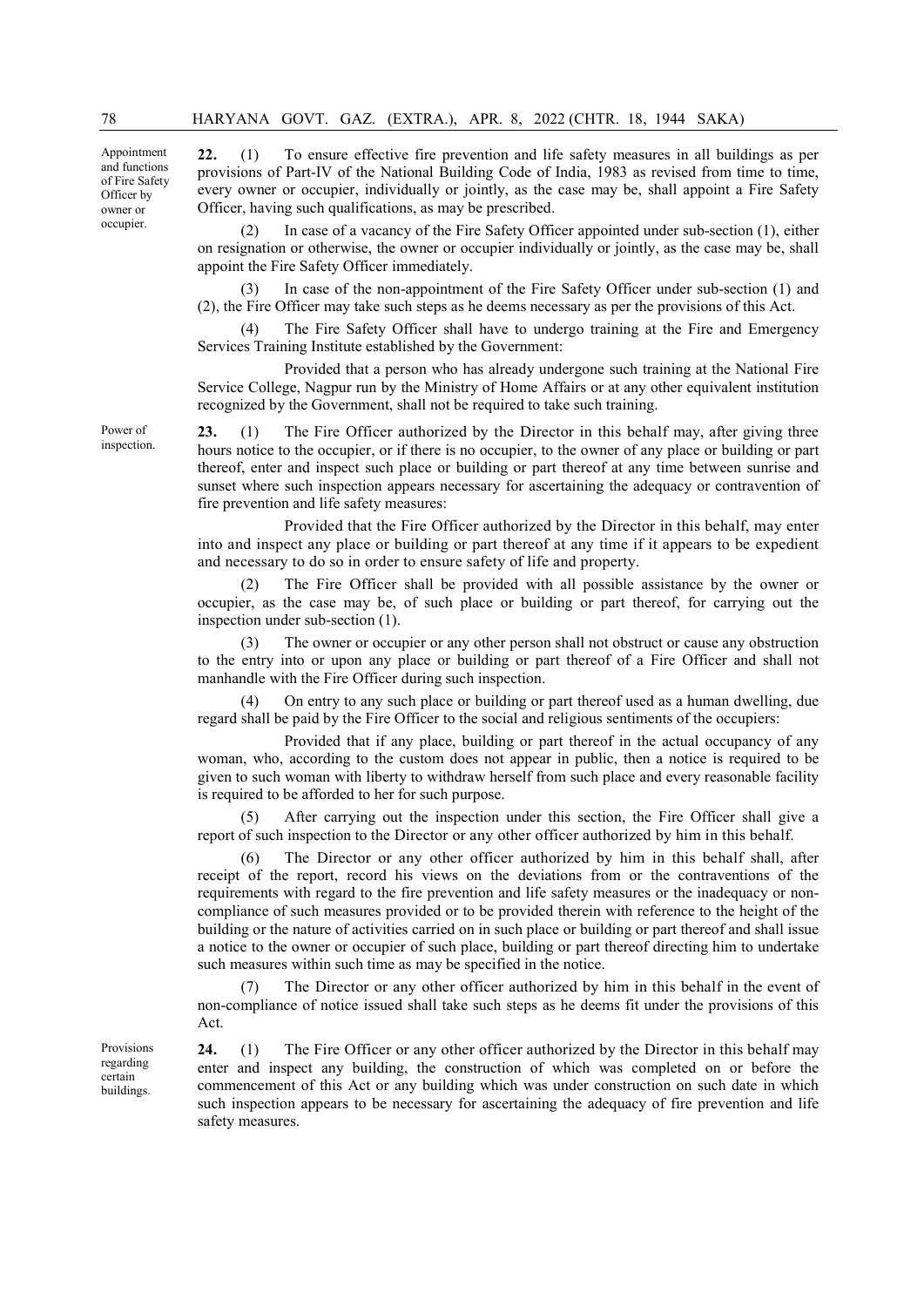**Appointment and functions of Fire Safety Officer by owner or occupier.**

**22.** (1) To ensure effective fire prevention and life safety measures in all buildings as per provisions of Part-IV of the National Building Code of India, 1983 as revised from time to time, every owner or occupier, individually or jointly, as the case may be, shall appoint a Fire Safety Officer, having such qualifications, as may be prescribed.

(2) In case of a vacancy of the Fire Safety Officer appointed under sub-section (1), either on resignation or otherwise, the owner or occupier individually or jointly, as the case may be, shall appoint the Fire Safety Officer immediately.

(3) In case of the non-appointment of the Fire Safety Officer under sub-section (1) and (2), the Fire Officer may take such steps as he deems necessary as per the provisions of this Act.

(4) The Fire Safety Officer shall have to undergo training at the Fire and Emergency Services Training Institute established by the Government:

Provided that a person who has already undergone such training at the National Fire Service College, Nagpur run by the Ministry of Home Affairs or at any other equivalent institution recognized by the Government, shall not be required to take such training.

**Power of inspection.**

**23.** (1) The Fire Officer authorized by the Director in this behalf may, after giving three hours notice to the occupier, or if there is no occupier, to the owner of any place or building or part thereof, enter and inspect such place or building or part thereof at any time between sunrise and sunset where such inspection appears necessary for ascertaining the adequacy or contravention of fire prevention and life safety measures:

Provided that the Fire Officer authorized by the Director in this behalf, may enter into and inspect any place or building or part thereof at any time if it appears to be expedient and necessary to do so in order to ensure safety of life and property.

(2) The Fire Officer shall be provided with all possible assistance by the owner or occupier, as the case may be, of such place or building or part thereof, for carrying out the inspection under sub-section (1).

(3) The owner or occupier or any other person shall not obstruct or cause any obstruction to the entry into or upon any place or building or part thereof of a Fire Officer and shall not manhandle with the Fire Officer during such inspection.

(4) On entry to any such place or building or part thereof used as a human dwelling, due regard shall be paid by the Fire Officer to the social and religious sentiments of the occupiers:

Provided that if any place, building or part thereof in the actual occupancy of any woman, who, according to the custom does not appear in public, then a notice is required to be given to such woman with liberty to withdraw herself from such place and every reasonable facility is required to be afforded to her for such purpose.

(5) After carrying out the inspection under this section, the Fire Officer shall give a report of such inspection to the Director or any other officer authorized by him in this behalf.

(6) The Director or any other officer authorized by him in this behalf shall, after receipt of the report, record his views on the deviations from or the contraventions of the requirements with regard to the fire prevention and life safety measures or the inadequacy or non-compliance of such measures provided or to be provided therein with reference to the height of the building or the nature of activities carried on in such place or building or part thereof and shall issue a notice to the owner or occupier of such place, building or part thereof directing him to undertake such measures within such time as may be specified in the notice.

(7) The Director or any other officer authorized by him in this behalf in the event of non-compliance of notice issued shall take such steps as he deems fit under the provisions of this Act.

**Provisions regarding certain buildings.**

**24.** (1) The Fire Officer or any other officer authorized by the Director in this behalf may enter and inspect any building, the construction of which was completed on or before the commencement of this Act or any building which was under construction on such date in which such inspection appears to be necessary for ascertaining the adequacy of fire prevention and life safety measures.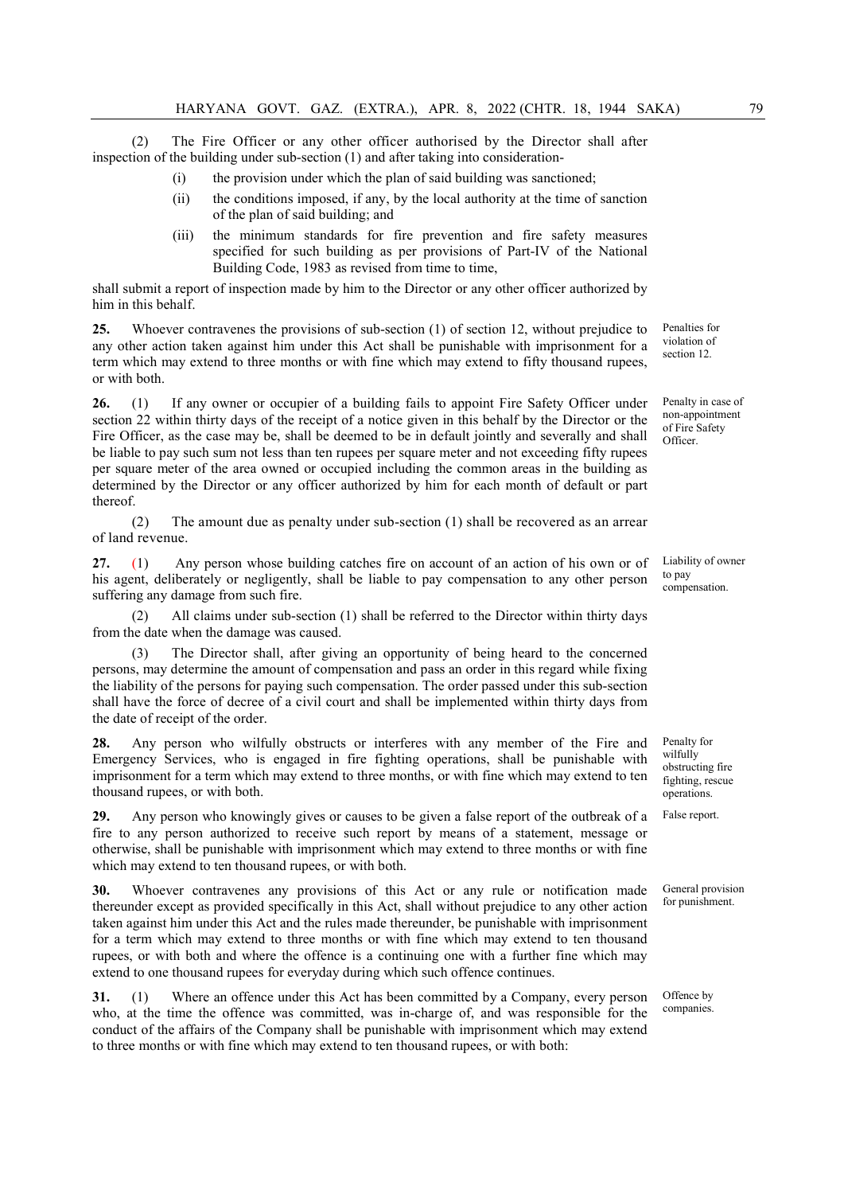(2) The Fire Officer or any other officer authorised by the Director shall after inspection of the building under sub-section (1) and after taking into consideration-

- (i) the provision under which the plan of said building was sanctioned;
- (ii) the conditions imposed, if any, by the local authority at the time of sanction of the plan of said building; and
- (iii) the minimum standards for fire prevention and fire safety measures specified for such building as per provisions of Part-IV of the National Building Code, 1983 as revised from time to time,

shall submit a report of inspection made by him to the Director or any other officer authorized by him in this behalf.

*Penalties for violation of section 12.*

**25.** Whoever contravenes the provisions of sub-section (1) of section 12, without prejudice to any other action taken against him under this Act shall be punishable with imprisonment for a term which may extend to three months or with fine which may extend to fifty thousand rupees, or with both.

*Penalty in case of non-appointment of Fire Safety Officer.*

**26.** (1) If any owner or occupier of a building fails to appoint Fire Safety Officer under section 22 within thirty days of the receipt of a notice given in this behalf by the Director or the Fire Officer, as the case may be, shall be deemed to be in default jointly and severally and shall be liable to pay such sum not less than ten rupees per square meter and not exceeding fifty rupees per square meter of the area owned or occupied including the common areas in the building as determined by the Director or any officer authorized by him for each month of default or part thereof.

(2) The amount due as penalty under sub-section (1) shall be recovered as an arrear of land revenue.

*Liability of owner to pay compensation.*

**27.** (1) Any person whose building catches fire on account of an action of his own or of his agent, deliberately or negligently, shall be liable to pay compensation to any other person suffering any damage from such fire.

(2) All claims under sub-section (1) shall be referred to the Director within thirty days from the date when the damage was caused.

(3) The Director shall, after giving an opportunity of being heard to the concerned persons, may determine the amount of compensation and pass an order in this regard while fixing the liability of the persons for paying such compensation. The order passed under this sub-section shall have the force of decree of a civil court and shall be implemented within thirty days from the date of receipt of the order.

*Penalty for wilfully obstructing fire fighting, rescue operations.*

**28.** Any person who wilfully obstructs or interferes with any member of the Fire and Emergency Services, who is engaged in fire fighting operations, shall be punishable with imprisonment for a term which may extend to three months, or with fine which may extend to ten thousand rupees, or with both.

*False report.*

**29.** Any person who knowingly gives or causes to be given a false report of the outbreak of a fire to any person authorized to receive such report by means of a statement, message or otherwise, shall be punishable with imprisonment which may extend to three months or with fine which may extend to ten thousand rupees, or with both.

*General provision for punishment.*

**30.** Whoever contravenes any provisions of this Act or any rule or notification made thereunder except as provided specifically in this Act, shall without prejudice to any other action taken against him under this Act and the rules made thereunder, be punishable with imprisonment for a term which may extend to three months or with fine which may extend to ten thousand rupees, or with both and where the offence is a continuing one with a further fine which may extend to one thousand rupees for everyday during which such offence continues.

*Offence by companies.*

**31.** (1) Where an offence under this Act has been committed by a Company, every person who, at the time the offence was committed, was in-charge of, and was responsible for the conduct of the affairs of the Company shall be punishable with imprisonment which may extend to three months or with fine which may extend to ten thousand rupees, or with both: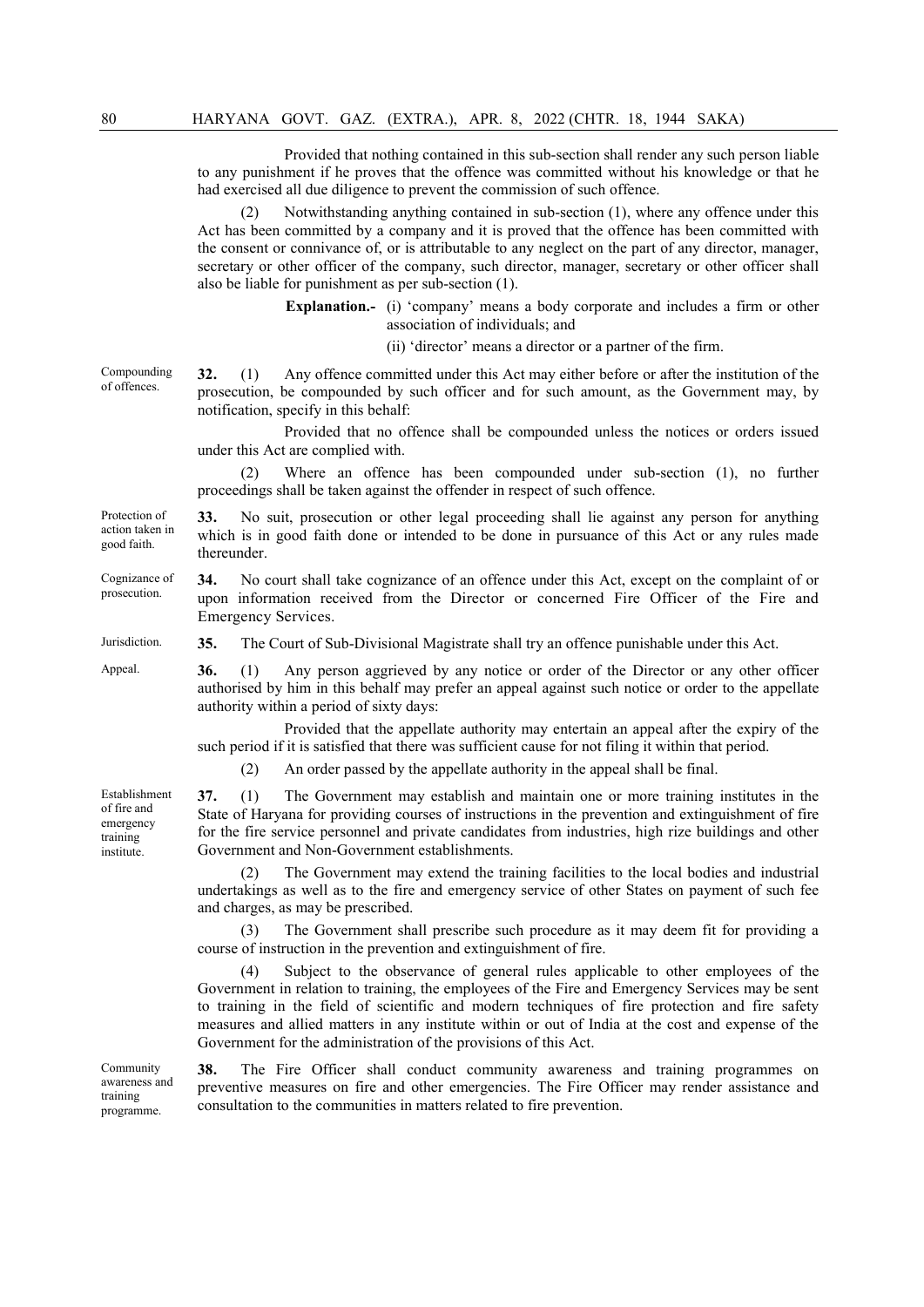Provided that nothing contained in this sub-section shall render any such person liable to any punishment if he proves that the offence was committed without his knowledge or that he had exercised all due diligence to prevent the commission of such offence.

(2) Notwithstanding anything contained in sub-section (1), where any offence under this Act has been committed by a company and it is proved that the offence has been committed with the consent or connivance of, or is attributable to any neglect on the part of any director, manager, secretary or other officer of the company, such director, manager, secretary or other officer shall also be liable for punishment as per sub-section (1).

**Explanation.-** (i) 'company' means a body corporate and includes a firm or other association of individuals; and

(ii) 'director' means a director or a partner of the firm.

*Compounding of offences.*

**32.** (1) Any offence committed under this Act may either before or after the institution of the prosecution, be compounded by such officer and for such amount, as the Government may, by notification, specify in this behalf:

Provided that no offence shall be compounded unless the notices or orders issued under this Act are complied with.

(2) Where an offence has been compounded under sub-section (1), no further proceedings shall be taken against the offender in respect of such offence.

*Protection of action taken in good faith.*

**33.** No suit, prosecution or other legal proceeding shall lie against any person for anything which is in good faith done or intended to be done in pursuance of this Act or any rules made thereunder.

*Cognizance of prosecution.*

**34.** No court shall take cognizance of an offence under this Act, except on the complaint of or upon information received from the Director or concerned Fire Officer of the Fire and Emergency Services.

*Jurisdiction.*

**35.** The Court of Sub-Divisional Magistrate shall try an offence punishable under this Act.

*Appeal.*

**36.** (1) Any person aggrieved by any notice or order of the Director or any other officer authorised by him in this behalf may prefer an appeal against such notice or order to the appellate authority within a period of sixty days:

Provided that the appellate authority may entertain an appeal after the expiry of the such period if it is satisfied that there was sufficient cause for not filing it within that period.

(2) An order passed by the appellate authority in the appeal shall be final.

*Establishment of fire and emergency training institute.*

**37.** (1) The Government may establish and maintain one or more training institutes in the State of Haryana for providing courses of instructions in the prevention and extinguishment of fire for the fire service personnel and private candidates from industries, high rize buildings and other Government and Non-Government establishments.

(2) The Government may extend the training facilities to the local bodies and industrial undertakings as well as to the fire and emergency service of other States on payment of such fee and charges, as may be prescribed.

(3) The Government shall prescribe such procedure as it may deem fit for providing a course of instruction in the prevention and extinguishment of fire.

(4) Subject to the observance of general rules applicable to other employees of the Government in relation to training, the employees of the Fire and Emergency Services may be sent to training in the field of scientific and modern techniques of fire protection and fire safety measures and allied matters in any institute within or out of India at the cost and expense of the Government for the administration of the provisions of this Act.

*Community awareness and training programme.*

**38.** The Fire Officer shall conduct community awareness and training programmes on preventive measures on fire and other emergencies. The Fire Officer may render assistance and consultation to the communities in matters related to fire prevention.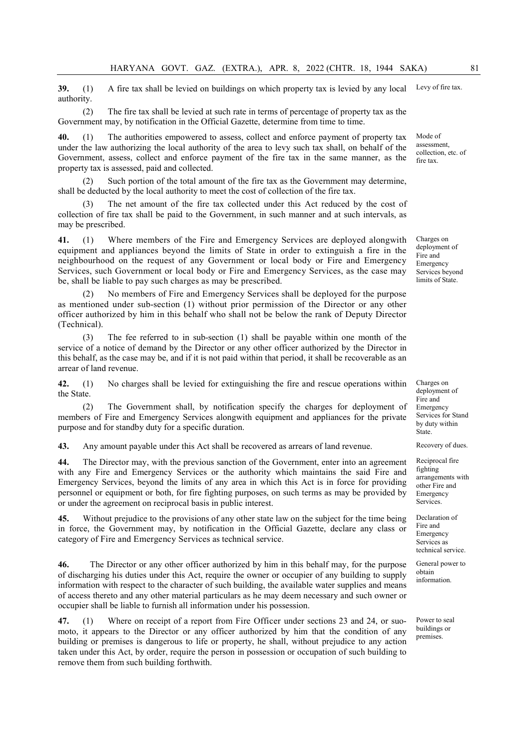**39.** (1) A fire tax shall be levied on buildings on which property tax is levied by any local authority.

Levy of fire tax.

(2) The fire tax shall be levied at such rate in terms of percentage of property tax as the Government may, by notification in the Official Gazette, determine from time to time.

**40.** (1) The authorities empowered to assess, collect and enforce payment of property tax under the law authorizing the local authority of the area to levy such tax shall, on behalf of the Government, assess, collect and enforce payment of the fire tax in the same manner, as the property tax is assessed, paid and collected.

Mode of assessment, collection, etc. of fire tax.

(2) Such portion of the total amount of the fire tax as the Government may determine, shall be deducted by the local authority to meet the cost of collection of the fire tax.

(3) The net amount of the fire tax collected under this Act reduced by the cost of collection of fire tax shall be paid to the Government, in such manner and at such intervals, as may be prescribed.

**41.** (1) Where members of the Fire and Emergency Services are deployed alongwith equipment and appliances beyond the limits of State in order to extinguish a fire in the neighbourhood on the request of any Government or local body or Fire and Emergency Services, such Government or local body or Fire and Emergency Services, as the case may be, shall be liable to pay such charges as may be prescribed.

Charges on deployment of Fire and Emergency Services beyond limits of State.

(2) No members of Fire and Emergency Services shall be deployed for the purpose as mentioned under sub-section (1) without prior permission of the Director or any other officer authorized by him in this behalf who shall not be below the rank of Deputy Director (Technical).

(3) The fee referred to in sub-section (1) shall be payable within one month of the service of a notice of demand by the Director or any other officer authorized by the Director in this behalf, as the case may be, and if it is not paid within that period, it shall be recoverable as an arrear of land revenue.

**42.** (1) No charges shall be levied for extinguishing the fire and rescue operations within the State.

Charges on deployment of Fire and Emergency Services for Stand by duty within State.

(2) The Government shall, by notification specify the charges for deployment of members of Fire and Emergency Services alongwith equipment and appliances for the private purpose and for standby duty for a specific duration.

**43.** Any amount payable under this Act shall be recovered as arrears of land revenue.

Recovery of dues.

**44.** The Director may, with the previous sanction of the Government, enter into an agreement with any Fire and Emergency Services or the authority which maintains the said Fire and Emergency Services, beyond the limits of any area in which this Act is in force for providing personnel or equipment or both, for fire fighting purposes, on such terms as may be provided by or under the agreement on reciprocal basis in public interest.

Reciprocal fire fighting arrangements with other Fire and Emergency Services.

**45.** Without prejudice to the provisions of any other state law on the subject for the time being in force, the Government may, by notification in the Official Gazette, declare any class or category of Fire and Emergency Services as technical service.

Declaration of Fire and Emergency Services as technical service.

**46.** The Director or any other officer authorized by him in this behalf may, for the purpose of discharging his duties under this Act, require the owner or occupier of any building to supply information with respect to the character of such building, the available water supplies and means of access thereto and any other material particulars as he may deem necessary and such owner or occupier shall be liable to furnish all information under his possession.

General power to obtain information.

**47.** (1) Where on receipt of a report from Fire Officer under sections 23 and 24, or suo-moto, it appears to the Director or any officer authorized by him that the condition of any building or premises is dangerous to life or property, he shall, without prejudice to any action taken under this Act, by order, require the person in possession or occupation of such building to remove them from such building forthwith.

Power to seal buildings or premises.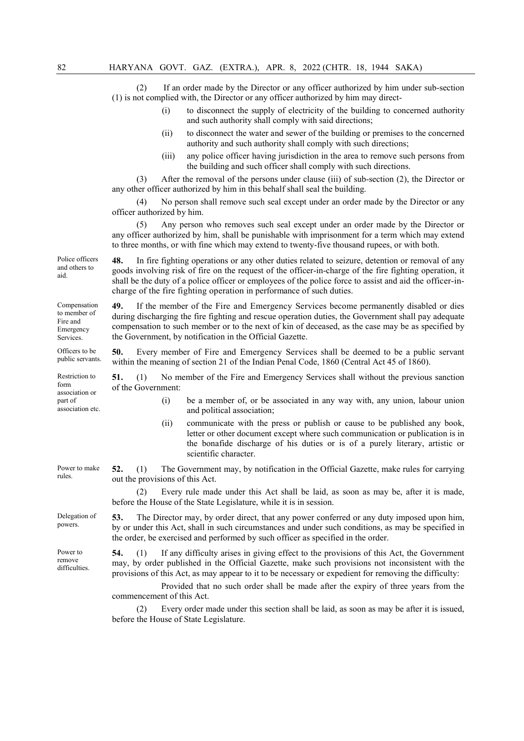(2) If an order made by the Director or any officer authorized by him under sub-section (1) is not complied with, the Director or any officer authorized by him may direct-

(i) to disconnect the supply of electricity of the building to concerned authority and such authority shall comply with said directions;

(ii) to disconnect the water and sewer of the building or premises to the concerned authority and such authority shall comply with such directions;

(iii) any police officer having jurisdiction in the area to remove such persons from the building and such officer shall comply with such directions.

(3) After the removal of the persons under clause (iii) of sub-section (2), the Director or any other officer authorized by him in this behalf shall seal the building.

(4) No person shall remove such seal except under an order made by the Director or any officer authorized by him.

(5) Any person who removes such seal except under an order made by the Director or any officer authorized by him, shall be punishable with imprisonment for a term which may extend to three months, or with fine which may extend to twenty-five thousand rupees, or with both.

*Police officers and others to aid.*

**48.** In fire fighting operations or any other duties related to seizure, detention or removal of any goods involving risk of fire on the request of the officer-in-charge of the fire fighting operation, it shall be the duty of a police officer or employees of the police force to assist and aid the officer-in-charge of the fire fighting operation in performance of such duties.

*Compensation to member of Fire and Emergency Services.*

**49.** If the member of the Fire and Emergency Services become permanently disabled or dies during discharging the fire fighting and rescue operation duties, the Government shall pay adequate compensation to such member or to the next of kin of deceased, as the case may be as specified by the Government, by notification in the Official Gazette.

*Officers to be public servants.*

**50.** Every member of Fire and Emergency Services shall be deemed to be a public servant within the meaning of section 21 of the Indian Penal Code, 1860 (Central Act 45 of 1860).

*Restriction to form association or part of association etc.*

**51.** (1) No member of the Fire and Emergency Services shall without the previous sanction of the Government:

(i) be a member of, or be associated in any way with, any union, labour union and political association;

(ii) communicate with the press or publish or cause to be published any book, letter or other document except where such communication or publication is in the bonafide discharge of his duties or is of a purely literary, artistic or scientific character.

*Power to make rules.*

**52.** (1) The Government may, by notification in the Official Gazette, make rules for carrying out the provisions of this Act.

(2) Every rule made under this Act shall be laid, as soon as may be, after it is made, before the House of the State Legislature, while it is in session.

*Delegation of powers.*

**53.** The Director may, by order direct, that any power conferred or any duty imposed upon him, by or under this Act, shall in such circumstances and under such conditions, as may be specified in the order, be exercised and performed by such officer as specified in the order.

*Power to remove difficulties.*

**54.** (1) If any difficulty arises in giving effect to the provisions of this Act, the Government may, by order published in the Official Gazette, make such provisions not inconsistent with the provisions of this Act, as may appear to it to be necessary or expedient for removing the difficulty:

Provided that no such order shall be made after the expiry of three years from the commencement of this Act.

(2) Every order made under this section shall be laid, as soon as may be after it is issued, before the House of State Legislature.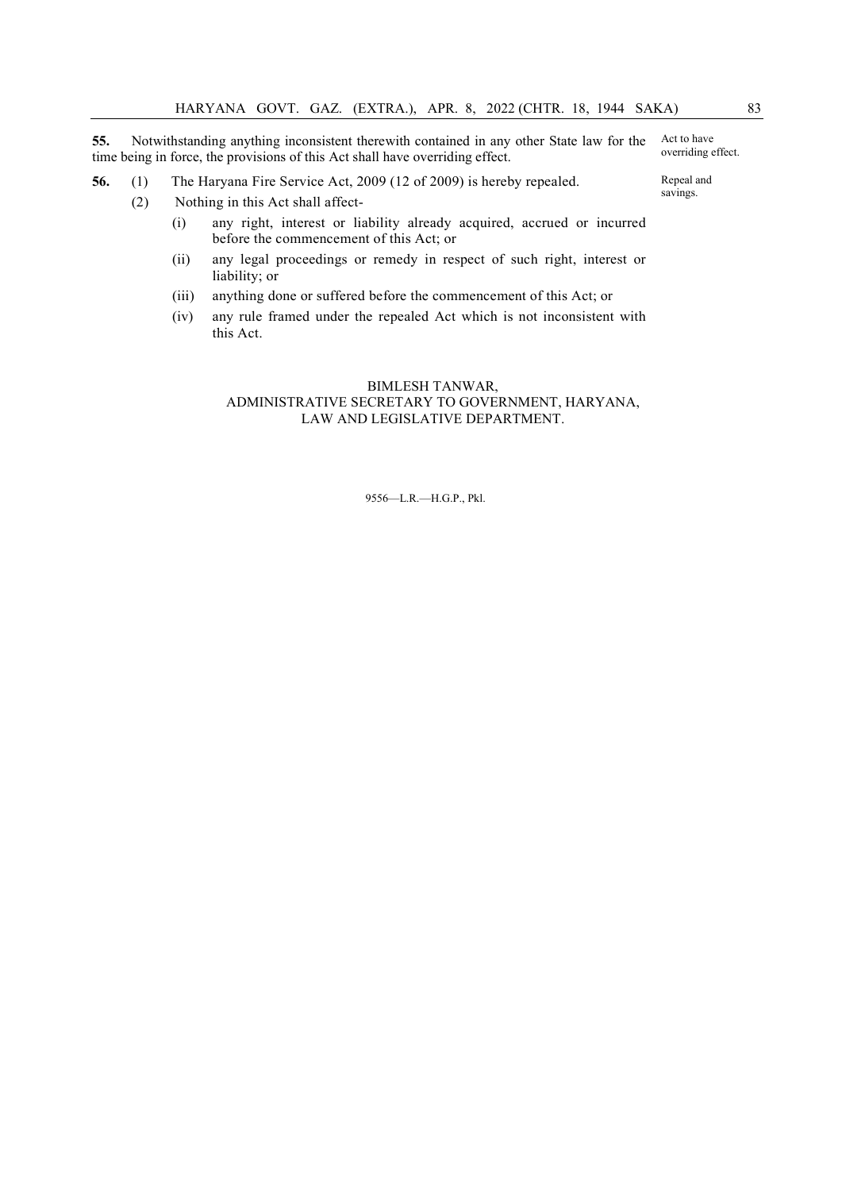**55.** Notwithstanding anything inconsistent therewith contained in any other State law for the time being in force, the provisions of this Act shall have overriding effect.

Act to have overriding effect.

**56.** (1) The Haryana Fire Service Act, 2009 (12 of 2009) is hereby repealed.

Repeal and savings.

(2) Nothing in this Act shall affect-

(i) any right, interest or liability already acquired, accrued or incurred before the commencement of this Act; or

(ii) any legal proceedings or remedy in respect of such right, interest or liability; or

(iii) anything done or suffered before the commencement of this Act; or

(iv) any rule framed under the repealed Act which is not inconsistent with this Act.

BIMLESH TANWAR,
ADMINISTRATIVE SECRETARY TO GOVERNMENT, HARYANA,
LAW AND LEGISLATIVE DEPARTMENT.

9556—L.R.—H.G.P., Pkl.